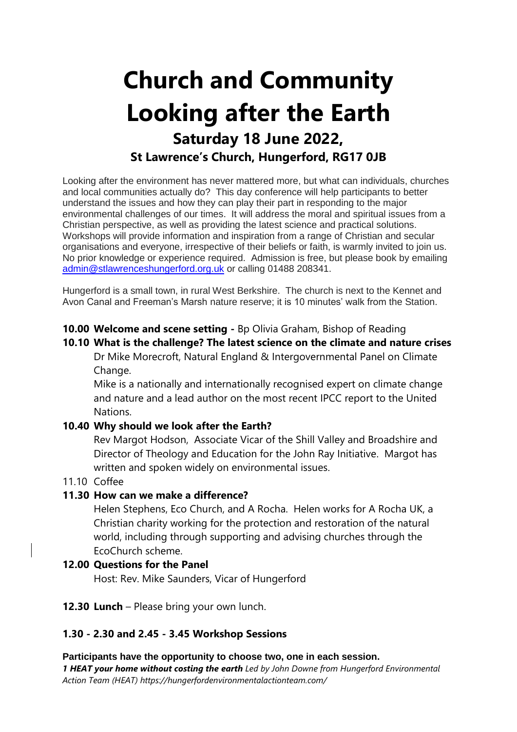# Church and Community Looking after the Earth

## Saturday 18 June 2022,

### St Lawrence's Church, Hungerford, RG17 0JB

Looking after the environment has never mattered more, but what can individuals, churches and local communities actually do? This day conference will help participants to better understand the issues and how they can play their part in responding to the major environmental challenges of our times. It will address the moral and spiritual issues from a Christian perspective, as well as providing the latest science and practical solutions. Workshops will provide information and inspiration from a range of Christian and secular organisations and everyone, irrespective of their beliefs or faith, is warmly invited to join us. No prior knowledge or experience required. Admission is free, but please book by emailing admin@stlawrenceshungerford.org.uk or calling 01488 208341.

Hungerford is a small town, in rural West Berkshire. The church is next to the Kennet and Avon Canal and Freeman's Marsh nature reserve; it is 10 minutes' walk from the Station.

**10.00 Welcome and scene setting -** Bp Olivia Graham, Bishop of Reading

**10.10 What is the challenge? The latest science on the climate and nature crises**
Dr Mike Morecroft, Natural England & Intergovernmental Panel on Climate Change.
Mike is a nationally and internationally recognised expert on climate change and nature and a lead author on the most recent IPCC report to the United Nations.

**10.40 Why should we look after the Earth?**
Rev Margot Hodson, Associate Vicar of the Shill Valley and Broadshire and Director of Theology and Education for the John Ray Initiative. Margot has written and spoken widely on environmental issues.

11.10 Coffee

**11.30 How can we make a difference?**
Helen Stephens, Eco Church, and A Rocha. Helen works for A Rocha UK, a Christian charity working for the protection and restoration of the natural world, including through supporting and advising churches through the EcoChurch scheme.

**12.00 Questions for the Panel**
Host: Rev. Mike Saunders, Vicar of Hungerford

**12.30 Lunch** – Please bring your own lunch.

**1.30 - 2.30 and 2.45 - 3.45 Workshop Sessions**

**Participants have the opportunity to choose two, one in each session.**

***1 HEAT your home without costing the earth*** *Led by John Downe from Hungerford Environmental Action Team (HEAT) https://hungerfordenvironmentalactionteam.com/*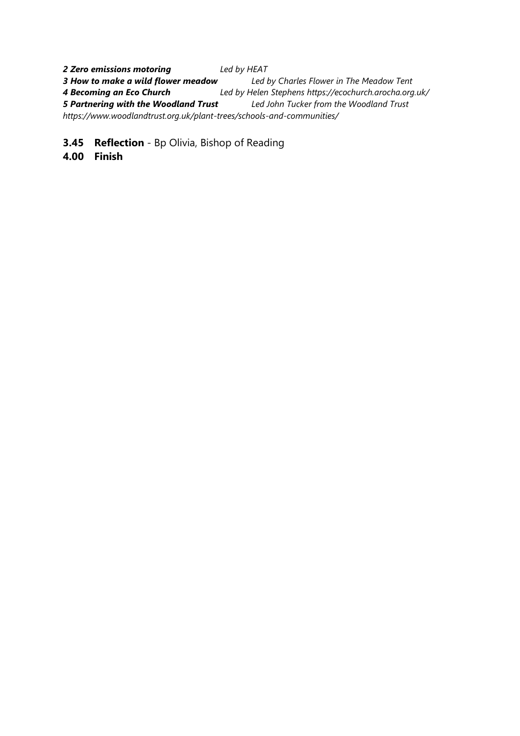***2 Zero emissions motoring*** *Led by HEAT*
***3 How to make a wild flower meadow*** *Led by Charles Flower in The Meadow Tent*
***4 Becoming an Eco Church*** *Led by Helen Stephens https://ecochurch.arocha.org.uk/*
***5 Partnering with the Woodland Trust*** *Led John Tucker from the Woodland Trust*
*https://www.woodlandtrust.org.uk/plant-trees/schools-and-communities/*

**3.45 Reflection** - Bp Olivia, Bishop of Reading
**4.00 Finish**